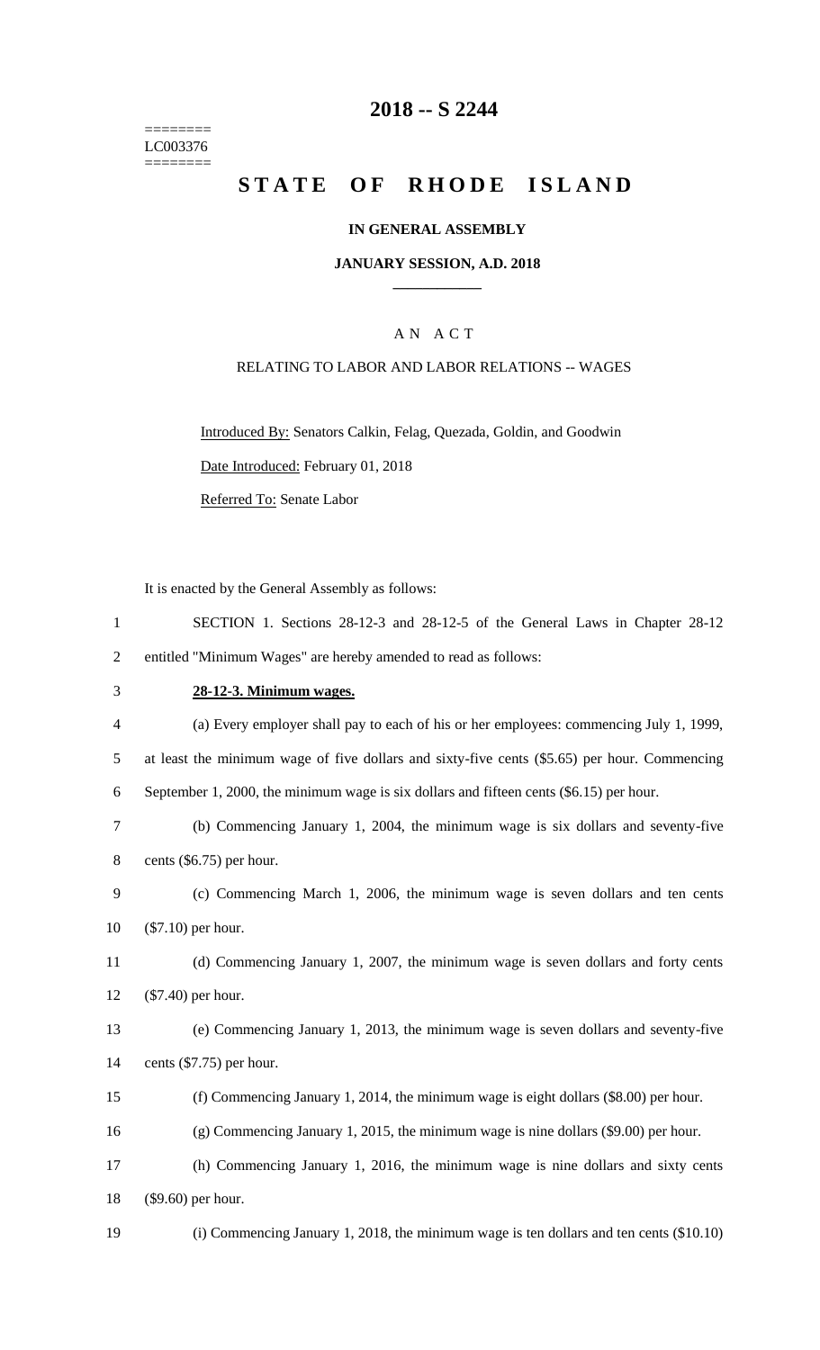======== LC003376 ========

# 2018 -- S 2244

# STATE OF RHODE ISLAND

### IN GENERAL ASSEMBLY

### JANUARY SESSION, A.D. 2018

## A N A C T

### RELATING TO LABOR AND LABOR RELATIONS -- WAGES

Introduced By: Senators Calkin, Felag, Quezada, Goldin, and Goodwin

Date Introduced: February 01, 2018

Referred To: Senate Labor

It is enacted by the General Assembly as follows:

1 SECTION 1. Sections 28-12-3 and 28-12-5 of the General Laws in Chapter 28-12
2 entitled "Minimum Wages" are hereby amended to read as follows:

3 **28-12-3. Minimum wages.**

4 (a) Every employer shall pay to each of his or her employees: commencing July 1, 1999,
5 at least the minimum wage of five dollars and sixty-five cents ($5.65) per hour. Commencing
6 September 1, 2000, the minimum wage is six dollars and fifteen cents ($6.15) per hour.

7 (b) Commencing January 1, 2004, the minimum wage is six dollars and seventy-five
8 cents ($6.75) per hour.

9 (c) Commencing March 1, 2006, the minimum wage is seven dollars and ten cents
10 ($7.10) per hour.

11 (d) Commencing January 1, 2007, the minimum wage is seven dollars and forty cents
12 ($7.40) per hour.

13 (e) Commencing January 1, 2013, the minimum wage is seven dollars and seventy-five
14 cents ($7.75) per hour.

15 (f) Commencing January 1, 2014, the minimum wage is eight dollars ($8.00) per hour.

16 (g) Commencing January 1, 2015, the minimum wage is nine dollars ($9.00) per hour.

17 (h) Commencing January 1, 2016, the minimum wage is nine dollars and sixty cents
18 ($9.60) per hour.

19 (i) Commencing January 1, 2018, the minimum wage is ten dollars and ten cents ($10.10)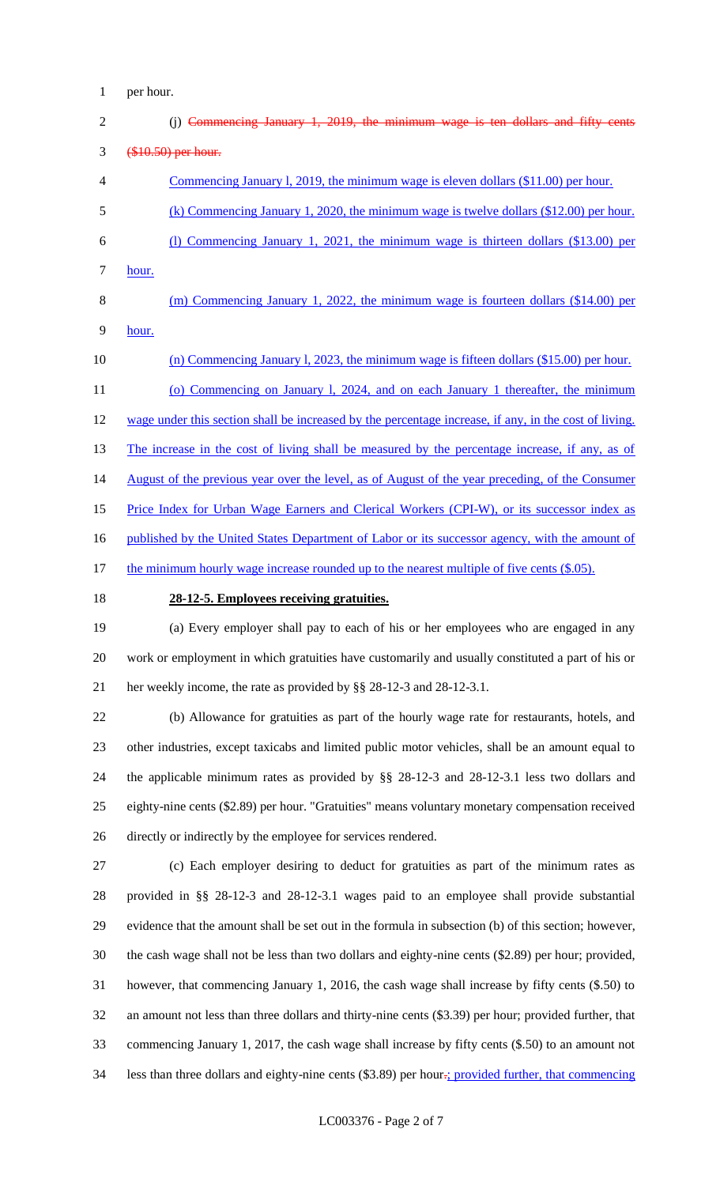per hour.

(j) ~~Commencing January 1, 2019, the minimum wage is ten dollars and fifty cents ($10.50) per hour.~~

Commencing January l, 2019, the minimum wage is eleven dollars ($11.00) per hour.

(k) Commencing January 1, 2020, the minimum wage is twelve dollars ($12.00) per hour.

(l) Commencing January 1, 2021, the minimum wage is thirteen dollars ($13.00) per hour.

(m) Commencing January 1, 2022, the minimum wage is fourteen dollars ($14.00) per hour.

(n) Commencing January l, 2023, the minimum wage is fifteen dollars ($15.00) per hour.

(o) Commencing on January l, 2024, and on each January 1 thereafter, the minimum wage under this section shall be increased by the percentage increase, if any, in the cost of living. The increase in the cost of living shall be measured by the percentage increase, if any, as of August of the previous year over the level, as of August of the year preceding, of the Consumer Price Index for Urban Wage Earners and Clerical Workers (CPI-W), or its successor index as published by the United States Department of Labor or its successor agency, with the amount of the minimum hourly wage increase rounded up to the nearest multiple of five cents ($.05).

**28-12-5. Employees receiving gratuities.**

(a) Every employer shall pay to each of his or her employees who are engaged in any work or employment in which gratuities have customarily and usually constituted a part of his or her weekly income, the rate as provided by §§ 28-12-3 and 28-12-3.1.

(b) Allowance for gratuities as part of the hourly wage rate for restaurants, hotels, and other industries, except taxicabs and limited public motor vehicles, shall be an amount equal to the applicable minimum rates as provided by §§ 28-12-3 and 28-12-3.1 less two dollars and eighty-nine cents ($2.89) per hour. "Gratuities" means voluntary monetary compensation received directly or indirectly by the employee for services rendered.

(c) Each employer desiring to deduct for gratuities as part of the minimum rates as provided in §§ 28-12-3 and 28-12-3.1 wages paid to an employee shall provide substantial evidence that the amount shall be set out in the formula in subsection (b) of this section; however, the cash wage shall not be less than two dollars and eighty-nine cents ($2.89) per hour; provided, however, that commencing January 1, 2016, the cash wage shall increase by fifty cents ($.50) to an amount not less than three dollars and thirty-nine cents ($3.39) per hour; provided further, that commencing January 1, 2017, the cash wage shall increase by fifty cents ($.50) to an amount not less than three dollars and eighty-nine cents ($3.89) per hour~~.~~; provided further, that commencing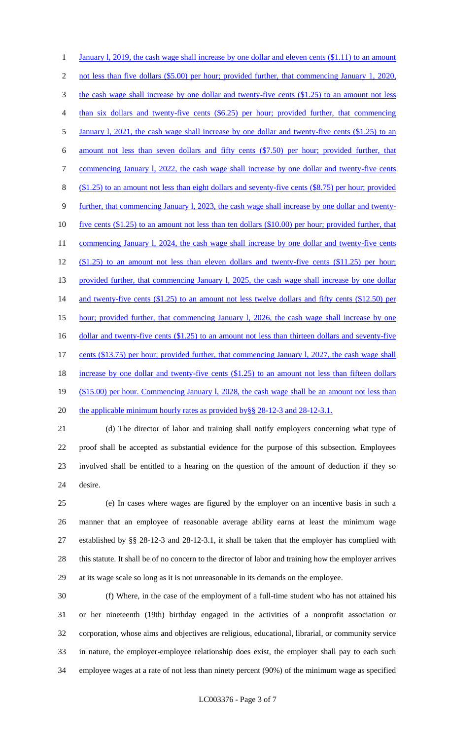January l, 2019, the cash wage shall increase by one dollar and eleven cents ($1.11) to an amount not less than five dollars ($5.00) per hour; provided further, that commencing January 1, 2020, the cash wage shall increase by one dollar and twenty-five cents ($1.25) to an amount not less than six dollars and twenty-five cents ($6.25) per hour; provided further, that commencing January l, 2021, the cash wage shall increase by one dollar and twenty-five cents ($1.25) to an amount not less than seven dollars and fifty cents ($7.50) per hour; provided further, that commencing January l, 2022, the cash wage shall increase by one dollar and twenty-five cents ($1.25) to an amount not less than eight dollars and seventy-five cents ($8.75) per hour; provided further, that commencing January l, 2023, the cash wage shall increase by one dollar and twenty-five cents ($1.25) to an amount not less than ten dollars ($10.00) per hour; provided further, that commencing January l, 2024, the cash wage shall increase by one dollar and twenty-five cents ($1.25) to an amount not less than eleven dollars and twenty-five cents ($11.25) per hour; provided further, that commencing January l, 2025, the cash wage shall increase by one dollar and twenty-five cents ($1.25) to an amount not less twelve dollars and fifty cents ($12.50) per hour; provided further, that commencing January l, 2026, the cash wage shall increase by one dollar and twenty-five cents ($1.25) to an amount not less than thirteen dollars and seventy-five cents ($13.75) per hour; provided further, that commencing January l, 2027, the cash wage shall increase by one dollar and twenty-five cents ($1.25) to an amount not less than fifteen dollars ($15.00) per hour. Commencing January l, 2028, the cash wage shall be an amount not less than the applicable minimum hourly rates as provided by§§ 28-12-3 and 28-12-3.1.

(d) The director of labor and training shall notify employers concerning what type of proof shall be accepted as substantial evidence for the purpose of this subsection. Employees involved shall be entitled to a hearing on the question of the amount of deduction if they so desire.

(e) In cases where wages are figured by the employer on an incentive basis in such a manner that an employee of reasonable average ability earns at least the minimum wage established by §§ 28-12-3 and 28-12-3.1, it shall be taken that the employer has complied with this statute. It shall be of no concern to the director of labor and training how the employer arrives at its wage scale so long as it is not unreasonable in its demands on the employee.

(f) Where, in the case of the employment of a full-time student who has not attained his or her nineteenth (19th) birthday engaged in the activities of a nonprofit association or corporation, whose aims and objectives are religious, educational, librarial, or community service in nature, the employer-employee relationship does exist, the employer shall pay to each such employee wages at a rate of not less than ninety percent (90%) of the minimum wage as specified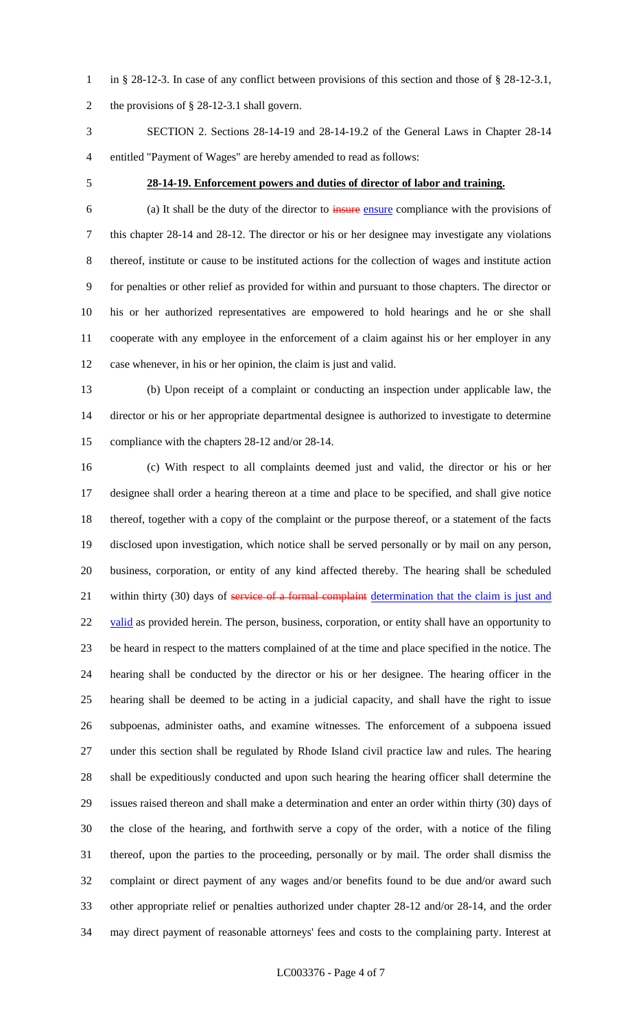in § 28-12-3. In case of any conflict between provisions of this section and those of § 28-12-3.1, the provisions of § 28-12-3.1 shall govern.

SECTION 2. Sections 28-14-19 and 28-14-19.2 of the General Laws in Chapter 28-14 entitled "Payment of Wages" are hereby amended to read as follows:

**28-14-19. Enforcement powers and duties of director of labor and training.**

(a) It shall be the duty of the director to ~~insure~~ ensure compliance with the provisions of this chapter 28-14 and 28-12. The director or his or her designee may investigate any violations thereof, institute or cause to be instituted actions for the collection of wages and institute action for penalties or other relief as provided for within and pursuant to those chapters. The director or his or her authorized representatives are empowered to hold hearings and he or she shall cooperate with any employee in the enforcement of a claim against his or her employer in any case whenever, in his or her opinion, the claim is just and valid.

(b) Upon receipt of a complaint or conducting an inspection under applicable law, the director or his or her appropriate departmental designee is authorized to investigate to determine compliance with the chapters 28-12 and/or 28-14.

(c) With respect to all complaints deemed just and valid, the director or his or her designee shall order a hearing thereon at a time and place to be specified, and shall give notice thereof, together with a copy of the complaint or the purpose thereof, or a statement of the facts disclosed upon investigation, which notice shall be served personally or by mail on any person, business, corporation, or entity of any kind affected thereby. The hearing shall be scheduled within thirty (30) days of ~~service of a formal complaint~~ determination that the claim is just and valid as provided herein. The person, business, corporation, or entity shall have an opportunity to be heard in respect to the matters complained of at the time and place specified in the notice. The hearing shall be conducted by the director or his or her designee. The hearing officer in the hearing shall be deemed to be acting in a judicial capacity, and shall have the right to issue subpoenas, administer oaths, and examine witnesses. The enforcement of a subpoena issued under this section shall be regulated by Rhode Island civil practice law and rules. The hearing shall be expeditiously conducted and upon such hearing the hearing officer shall determine the issues raised thereon and shall make a determination and enter an order within thirty (30) days of the close of the hearing, and forthwith serve a copy of the order, with a notice of the filing thereof, upon the parties to the proceeding, personally or by mail. The order shall dismiss the complaint or direct payment of any wages and/or benefits found to be due and/or award such other appropriate relief or penalties authorized under chapter 28-12 and/or 28-14, and the order may direct payment of reasonable attorneys' fees and costs to the complaining party. Interest at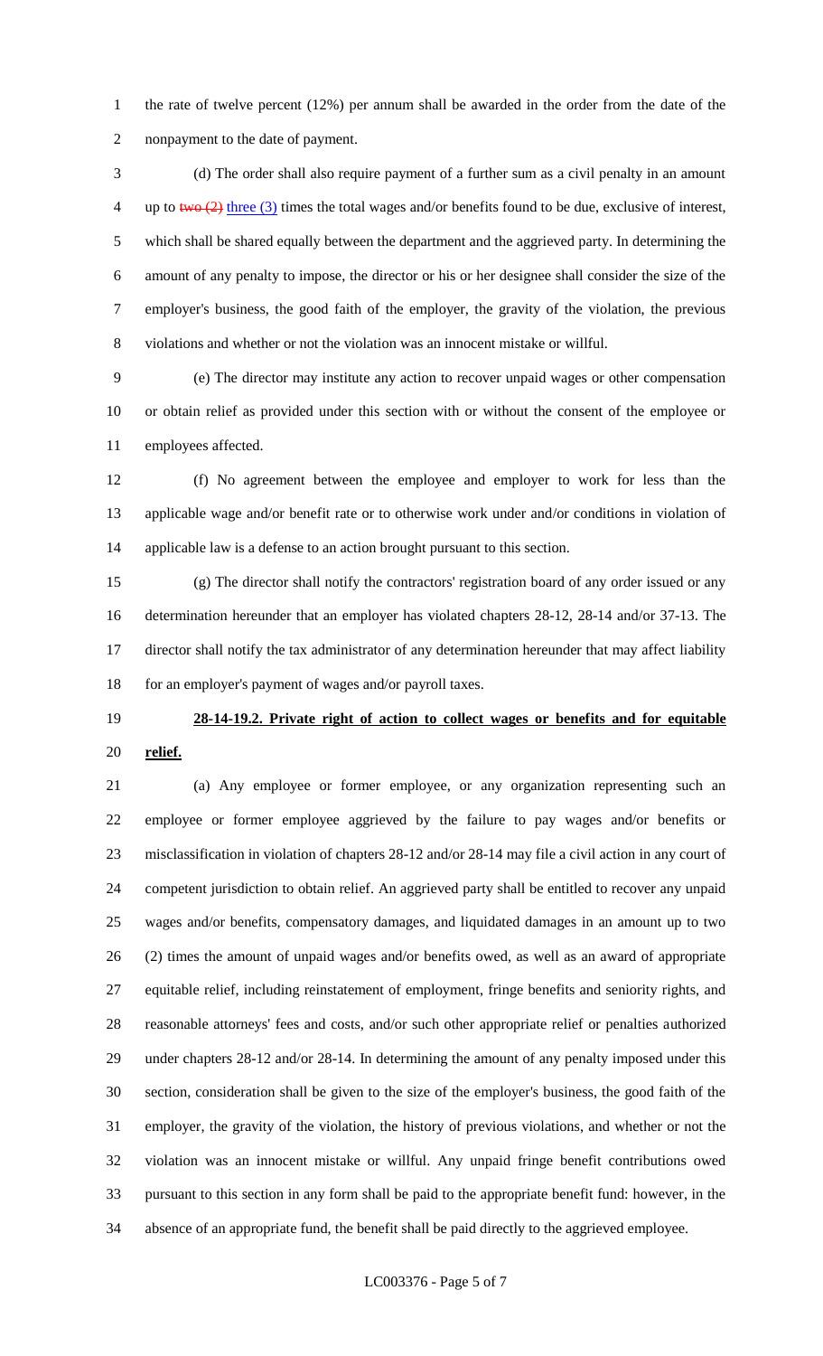the rate of twelve percent (12%) per annum shall be awarded in the order from the date of the nonpayment to the date of payment.

(d) The order shall also require payment of a further sum as a civil penalty in an amount up to ~~two (2)~~ <u>three (3)</u> times the total wages and/or benefits found to be due, exclusive of interest, which shall be shared equally between the department and the aggrieved party. In determining the amount of any penalty to impose, the director or his or her designee shall consider the size of the employer's business, the good faith of the employer, the gravity of the violation, the previous violations and whether or not the violation was an innocent mistake or willful.

(e) The director may institute any action to recover unpaid wages or other compensation or obtain relief as provided under this section with or without the consent of the employee or employees affected.

(f) No agreement between the employee and employer to work for less than the applicable wage and/or benefit rate or to otherwise work under and/or conditions in violation of applicable law is a defense to an action brought pursuant to this section.

(g) The director shall notify the contractors' registration board of any order issued or any determination hereunder that an employer has violated chapters 28-12, 28-14 and/or 37-13. The director shall notify the tax administrator of any determination hereunder that may affect liability for an employer's payment of wages and/or payroll taxes.

**<u>28-14-19.2. Private right of action to collect wages or benefits and for equitable relief.</u>**

(a) Any employee or former employee, or any organization representing such an employee or former employee aggrieved by the failure to pay wages and/or benefits or misclassification in violation of chapters 28-12 and/or 28-14 may file a civil action in any court of competent jurisdiction to obtain relief. An aggrieved party shall be entitled to recover any unpaid wages and/or benefits, compensatory damages, and liquidated damages in an amount up to two (2) times the amount of unpaid wages and/or benefits owed, as well as an award of appropriate equitable relief, including reinstatement of employment, fringe benefits and seniority rights, and reasonable attorneys' fees and costs, and/or such other appropriate relief or penalties authorized under chapters 28-12 and/or 28-14. In determining the amount of any penalty imposed under this section, consideration shall be given to the size of the employer's business, the good faith of the employer, the gravity of the violation, the history of previous violations, and whether or not the violation was an innocent mistake or willful. Any unpaid fringe benefit contributions owed pursuant to this section in any form shall be paid to the appropriate benefit fund: however, in the absence of an appropriate fund, the benefit shall be paid directly to the aggrieved employee.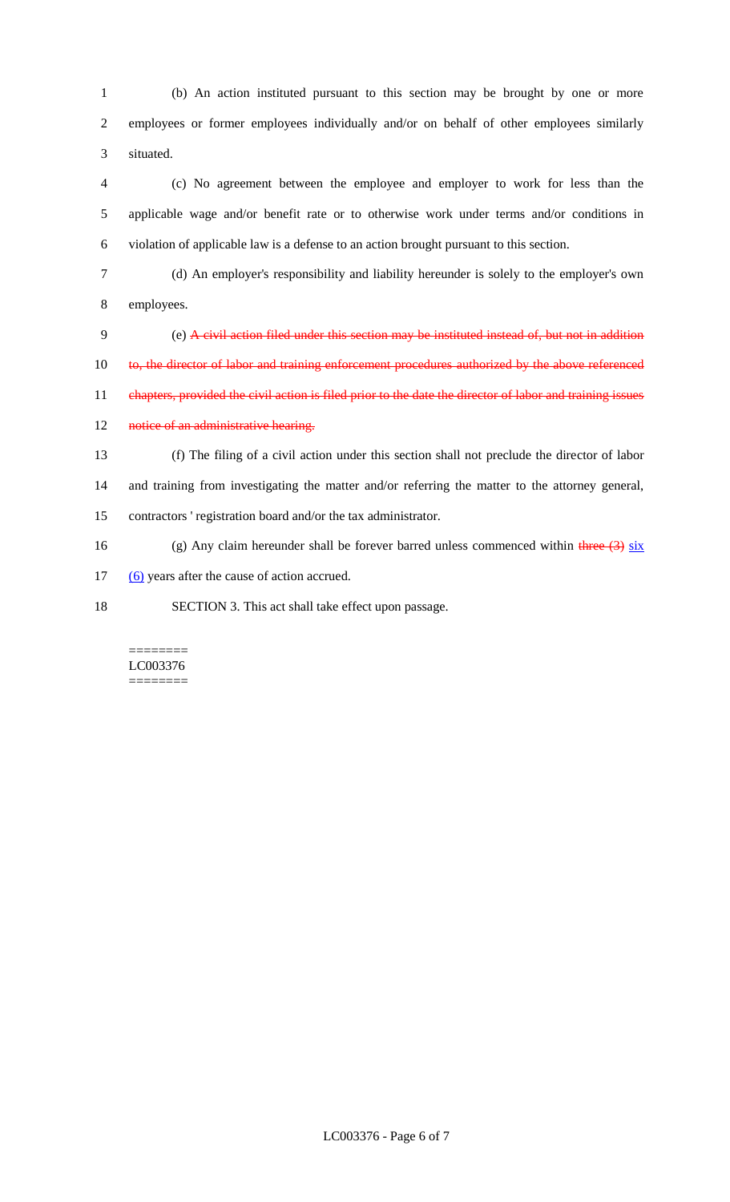(b) An action instituted pursuant to this section may be brought by one or more employees or former employees individually and/or on behalf of other employees similarly situated.

(c) No agreement between the employee and employer to work for less than the applicable wage and/or benefit rate or to otherwise work under terms and/or conditions in violation of applicable law is a defense to an action brought pursuant to this section.

(d) An employer's responsibility and liability hereunder is solely to the employer's own employees.

(e) ~~A civil action filed under this section may be instituted instead of, but not in addition to, the director of labor and training enforcement procedures authorized by the above referenced chapters, provided the civil action is filed prior to the date the director of labor and training issues notice of an administrative hearing.~~

(f) The filing of a civil action under this section shall not preclude the director of labor and training from investigating the matter and/or referring the matter to the attorney general, contractors ' registration board and/or the tax administrator.

(g) Any claim hereunder shall be forever barred unless commenced within ~~three (3)~~ <u>six (6)</u> years after the cause of action accrued.

SECTION 3. This act shall take effect upon passage.

========
LC003376
========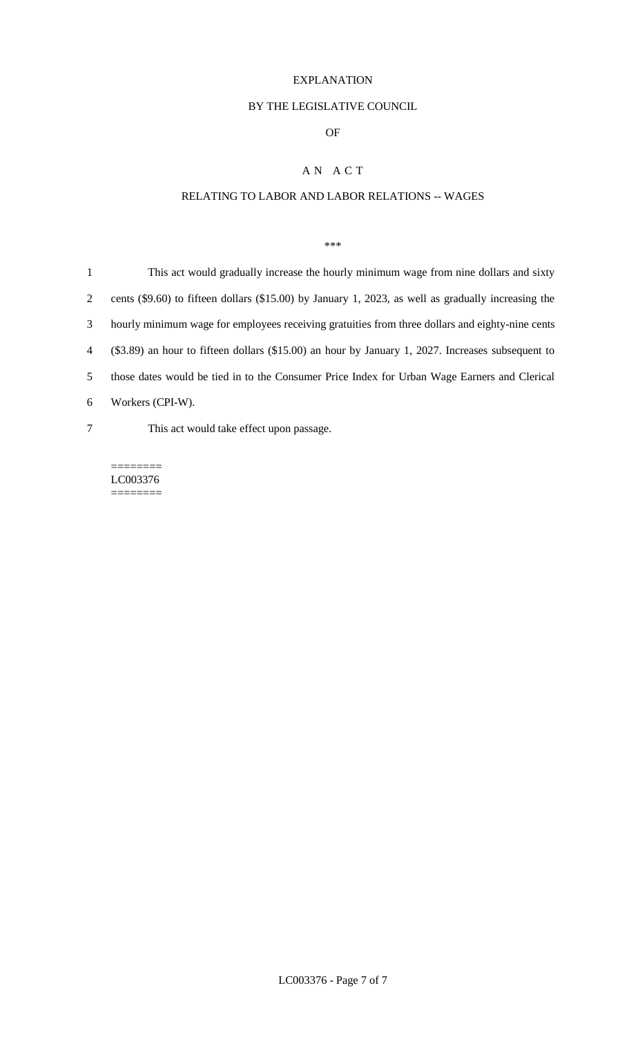EXPLANATION

BY THE LEGISLATIVE COUNCIL

OF

A N A C T

RELATING TO LABOR AND LABOR RELATIONS -- WAGES

\*\*\*

This act would gradually increase the hourly minimum wage from nine dollars and sixty cents ($9.60) to fifteen dollars ($15.00) by January 1, 2023, as well as gradually increasing the hourly minimum wage for employees receiving gratuities from three dollars and eighty-nine cents ($3.89) an hour to fifteen dollars ($15.00) an hour by January 1, 2027. Increases subsequent to those dates would be tied in to the Consumer Price Index for Urban Wage Earners and Clerical Workers (CPI-W).

This act would take effect upon passage.

========
LC003376
========